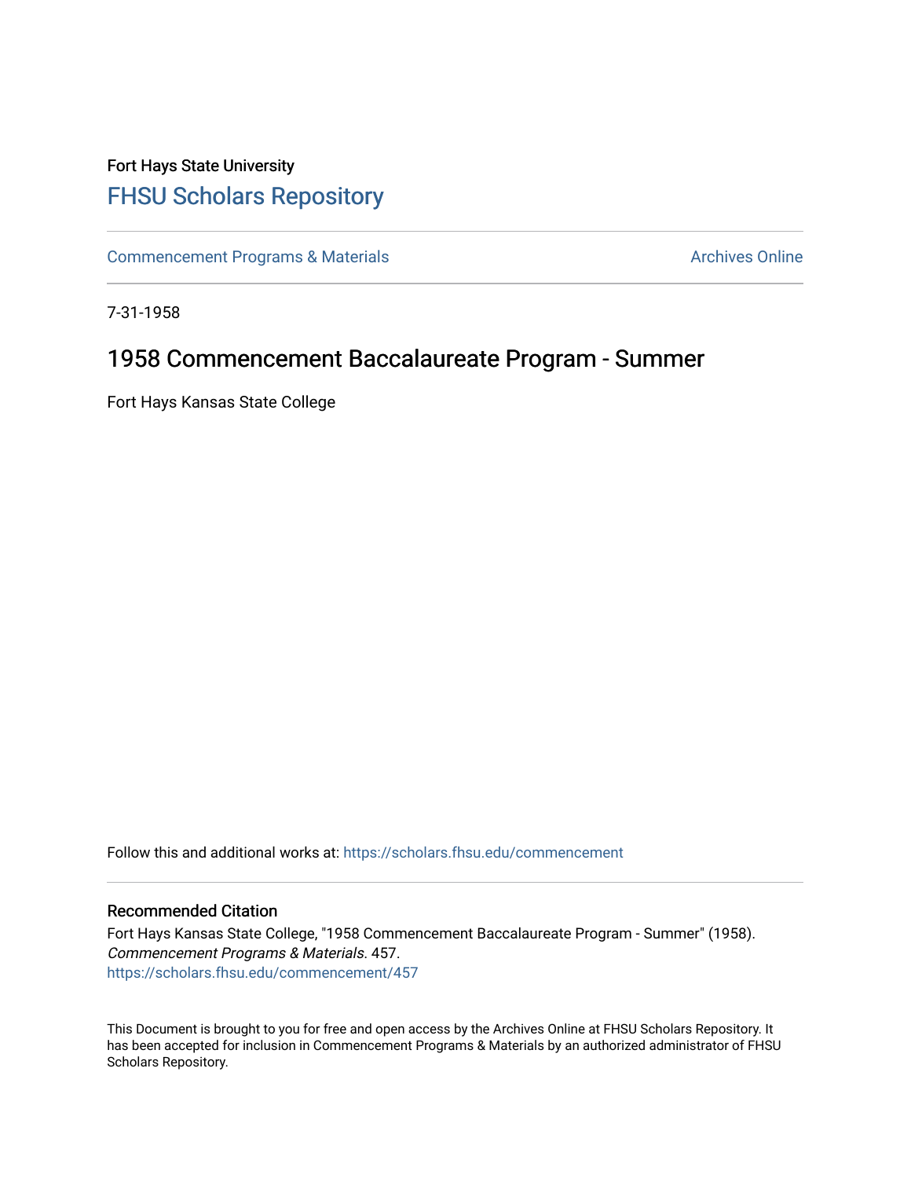Fort Hays State University

# FHSU Scholars Repository

Commencement Programs & Materials | Archives Online

7-31-1958

## 1958 Commencement Baccalaureate Program - Summer

Fort Hays Kansas State College

Follow this and additional works at: https://scholars.fhsu.edu/commencement

### Recommended Citation

Fort Hays Kansas State College, "1958 Commencement Baccalaureate Program - Summer" (1958). *Commencement Programs & Materials*. 457.
https://scholars.fhsu.edu/commencement/457

This Document is brought to you for free and open access by the Archives Online at FHSU Scholars Repository. It has been accepted for inclusion in Commencement Programs & Materials by an authorized administrator of FHSU Scholars Repository.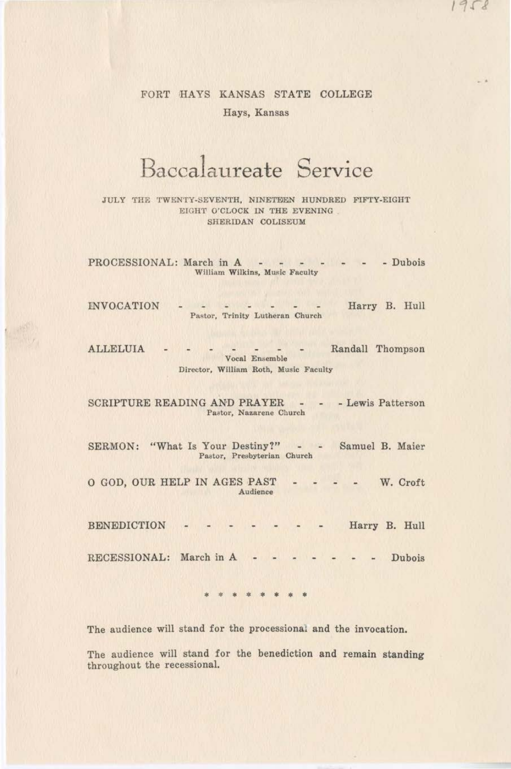1958

FORT HAYS KANSAS STATE COLLEGE

Hays, Kansas

# Baccalaureate Service

JULY THE TWENTY-SEVENTH, NINETEEN HUNDRED FIFTY-EIGHT
EIGHT O'CLOCK IN THE EVENING
SHERIDAN COLISEUM

PROCESSIONAL: March in A - - - - - - - - Dubois
William Wilkins, Music Faculty

INVOCATION - - - - - - - - Harry B. Hull
Pastor, Trinity Lutheran Church

ALLELUIA - - - - - - - - Randall Thompson
Vocal Ensemble
Director, William Roth, Music Faculty

SCRIPTURE READING AND PRAYER - - - Lewis Patterson
Pastor, Nazarene Church

SERMON: "What Is Your Destiny?" - - Samuel B. Maier
Pastor, Presbyterian Church

O GOD, OUR HELP IN AGES PAST - - - - W. Croft
Audience

BENEDICTION - - - - - - - - Harry B. Hull

RECESSIONAL: March in A - - - - - - - - Dubois

\* \* \* \* \* \* \* \*

The audience will stand for the processional and the invocation.

The audience will stand for the benediction and remain standing throughout the recessional.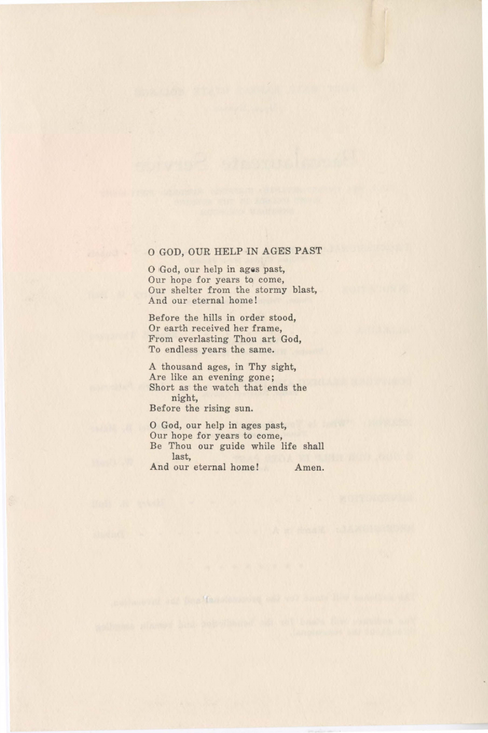## O GOD, OUR HELP IN AGES PAST

O God, our help in ages past,
Our hope for years to come,
Our shelter from the stormy blast,
And our eternal home!

Before the hills in order stood,
Or earth received her frame,
From everlasting Thou art God,
To endless years the same.

A thousand ages, in Thy sight,
Are like an evening gone;
Short as the watch that ends the
night,
Before the rising sun.

O God, our help in ages past,
Our hope for years to come,
Be Thou our guide while life shall
last,
And our eternal home! Amen.